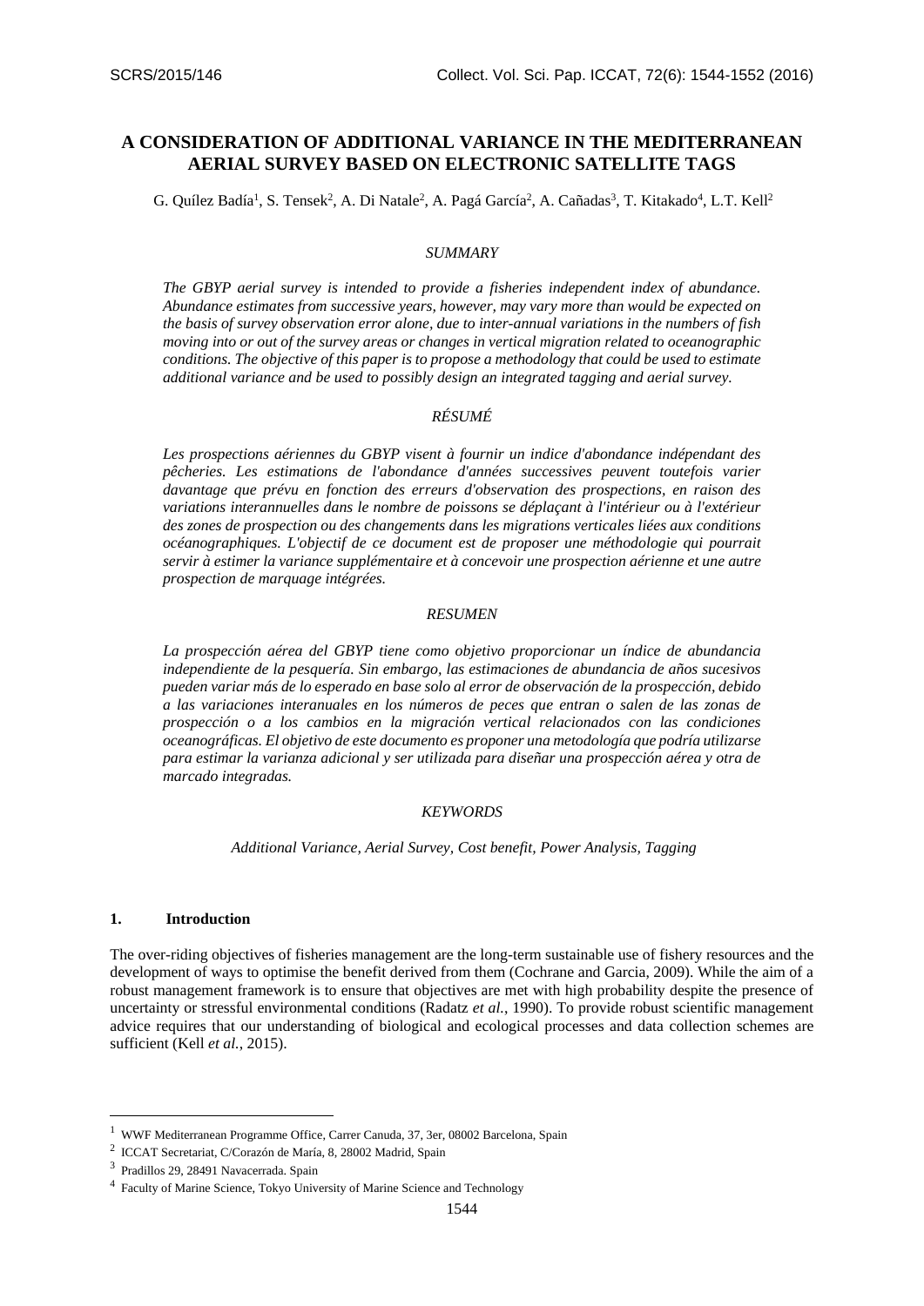# A CONSIDERATION OF ADDITIONAL VARIANCE IN THE MEDITERRANEAN AERIAL SURVEY BASED ON ELECTRONIC SATELLITE TAGS

G. Quílez Badía[1], S. Tensek[2], A. Di Natale[2], A. Pagá García[2], A. Cañadas[3], T. Kitakado[4], L.T. Kell[2]

*SUMMARY*

*The GBYP aerial survey is intended to provide a fisheries independent index of abundance. Abundance estimates from successive years, however, may vary more than would be expected on the basis of survey observation error alone, due to inter-annual variations in the numbers of fish moving into or out of the survey areas or changes in vertical migration related to oceanographic conditions. The objective of this paper is to propose a methodology that could be used to estimate additional variance and be used to possibly design an integrated tagging and aerial survey.*

*RÉSUMÉ*

*Les prospections aériennes du GBYP visent à fournir un indice d'abondance indépendant des pêcheries. Les estimations de l'abondance d'années successives peuvent toutefois varier davantage que prévu en fonction des erreurs d'observation des prospections, en raison des variations interannuelles dans le nombre de poissons se déplaçant à l'intérieur ou à l'extérieur des zones de prospection ou des changements dans les migrations verticales liées aux conditions océanographiques. L'objectif de ce document est de proposer une méthodologie qui pourrait servir à estimer la variance supplémentaire et à concevoir une prospection aérienne et une autre prospection de marquage intégrées.*

*RESUMEN*

*La prospección aérea del GBYP tiene como objetivo proporcionar un índice de abundancia independiente de la pesquería. Sin embargo, las estimaciones de abundancia de años sucesivos pueden variar más de lo esperado en base solo al error de observación de la prospección, debido a las variaciones interanuales en los números de peces que entran o salen de las zonas de prospección o a los cambios en la migración vertical relacionados con las condiciones oceanográficas. El objetivo de este documento es proponer una metodología que podría utilizarse para estimar la varianza adicional y ser utilizada para diseñar una prospección aérea y otra de marcado integradas.*

*KEYWORDS*

*Additional Variance, Aerial Survey, Cost benefit, Power Analysis, Tagging*

## 1. Introduction

The over-riding objectives of fisheries management are the long-term sustainable use of fishery resources and the development of ways to optimise the benefit derived from them (Cochrane and Garcia, 2009). While the aim of a robust management framework is to ensure that objectives are met with high probability despite the presence of uncertainty or stressful environmental conditions (Radatz *et al.*, 1990). To provide robust scientific management advice requires that our understanding of biological and ecological processes and data collection schemes are sufficient (Kell *et al.*, 2015).

---

[1] WWF Mediterranean Programme Office, Carrer Canuda, 37, 3er, 08002 Barcelona, Spain

[2] ICCAT Secretariat, C/Corazón de María, 8, 28002 Madrid, Spain

[3] Pradillos 29, 28491 Navacerrada. Spain

[4] Faculty of Marine Science, Tokyo University of Marine Science and Technology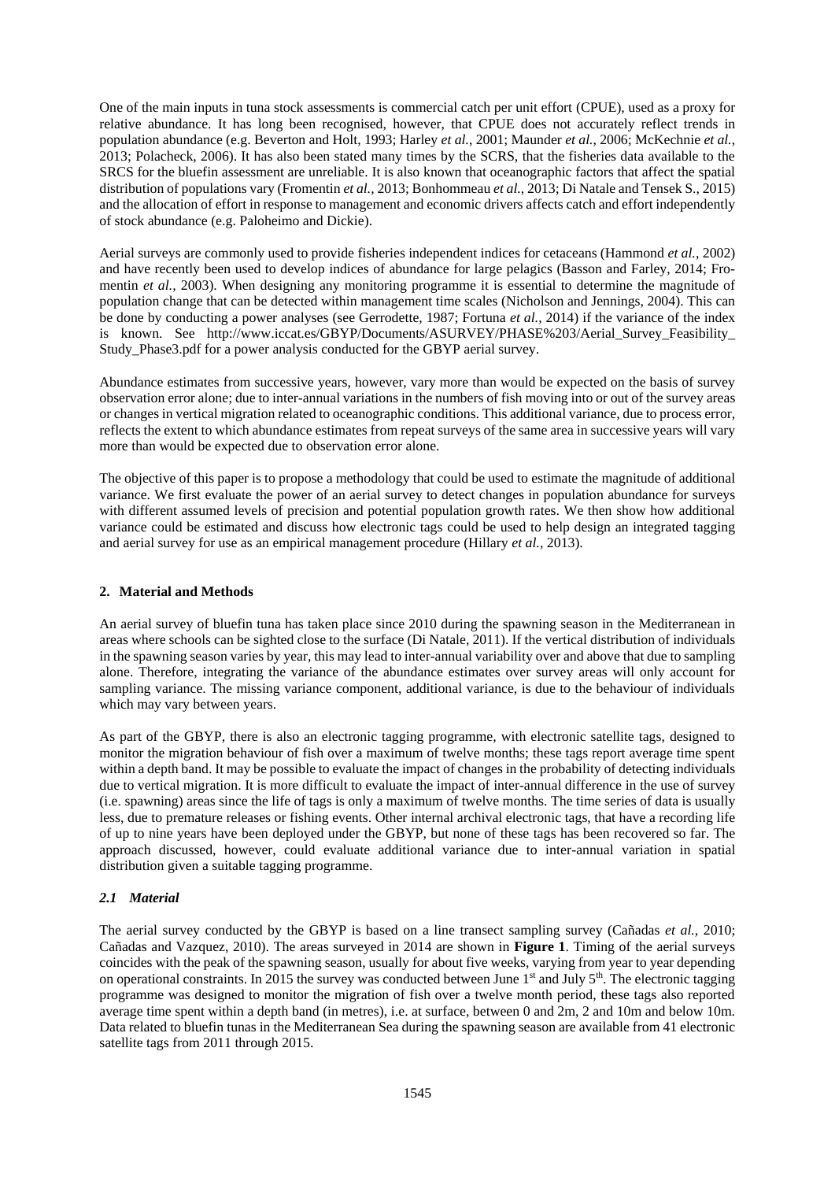One of the main inputs in tuna stock assessments is commercial catch per unit effort (CPUE), used as a proxy for relative abundance. It has long been recognised, however, that CPUE does not accurately reflect trends in population abundance (e.g. Beverton and Holt, 1993; Harley *et al.*, 2001; Maunder *et al.*, 2006; McKechnie *et al.*, 2013; Polacheck, 2006). It has also been stated many times by the SCRS, that the fisheries data available to the SRCS for the bluefin assessment are unreliable. It is also known that oceanographic factors that affect the spatial distribution of populations vary (Fromentin *et al.*, 2013; Bonhommeau *et al.*, 2013; Di Natale and Tensek S., 2015) and the allocation of effort in response to management and economic drivers affects catch and effort independently of stock abundance (e.g. Paloheimo and Dickie).

Aerial surveys are commonly used to provide fisheries independent indices for cetaceans (Hammond *et al.*, 2002) and have recently been used to develop indices of abundance for large pelagics (Basson and Farley, 2014; Fromentin *et al.*, 2003). When designing any monitoring programme it is essential to determine the magnitude of population change that can be detected within management time scales (Nicholson and Jennings, 2004). This can be done by conducting a power analyses (see Gerrodette, 1987; Fortuna *et al.*, 2014) if the variance of the index is known. See http://www.iccat.es/GBYP/Documents/ASURVEY/PHASE%203/Aerial_Survey_Feasibility_Study_Phase3.pdf for a power analysis conducted for the GBYP aerial survey.

Abundance estimates from successive years, however, vary more than would be expected on the basis of survey observation error alone; due to inter-annual variations in the numbers of fish moving into or out of the survey areas or changes in vertical migration related to oceanographic conditions. This additional variance, due to process error, reflects the extent to which abundance estimates from repeat surveys of the same area in successive years will vary more than would be expected due to observation error alone.

The objective of this paper is to propose a methodology that could be used to estimate the magnitude of additional variance. We first evaluate the power of an aerial survey to detect changes in population abundance for surveys with different assumed levels of precision and potential population growth rates. We then show how additional variance could be estimated and discuss how electronic tags could be used to help design an integrated tagging and aerial survey for use as an empirical management procedure (Hillary *et al.*, 2013).

## 2. Material and Methods

An aerial survey of bluefin tuna has taken place since 2010 during the spawning season in the Mediterranean in areas where schools can be sighted close to the surface (Di Natale, 2011). If the vertical distribution of individuals in the spawning season varies by year, this may lead to inter-annual variability over and above that due to sampling alone. Therefore, integrating the variance of the abundance estimates over survey areas will only account for sampling variance. The missing variance component, additional variance, is due to the behaviour of individuals which may vary between years.

As part of the GBYP, there is also an electronic tagging programme, with electronic satellite tags, designed to monitor the migration behaviour of fish over a maximum of twelve months; these tags report average time spent within a depth band. It may be possible to evaluate the impact of changes in the probability of detecting individuals due to vertical migration. It is more difficult to evaluate the impact of inter-annual difference in the use of survey (i.e. spawning) areas since the life of tags is only a maximum of twelve months. The time series of data is usually less, due to premature releases or fishing events. Other internal archival electronic tags, that have a recording life of up to nine years have been deployed under the GBYP, but none of these tags has been recovered so far. The approach discussed, however, could evaluate additional variance due to inter-annual variation in spatial distribution given a suitable tagging programme.

### *2.1 Material*

The aerial survey conducted by the GBYP is based on a line transect sampling survey (Cañadas *et al.*, 2010; Cañadas and Vazquez, 2010). The areas surveyed in 2014 are shown in **Figure 1**. Timing of the aerial surveys coincides with the peak of the spawning season, usually for about five weeks, varying from year to year depending on operational constraints. In 2015 the survey was conducted between June 1st and July 5th. The electronic tagging programme was designed to monitor the migration of fish over a twelve month period, these tags also reported average time spent within a depth band (in metres), i.e. at surface, between 0 and 2m, 2 and 10m and below 10m. Data related to bluefin tunas in the Mediterranean Sea during the spawning season are available from 41 electronic satellite tags from 2011 through 2015.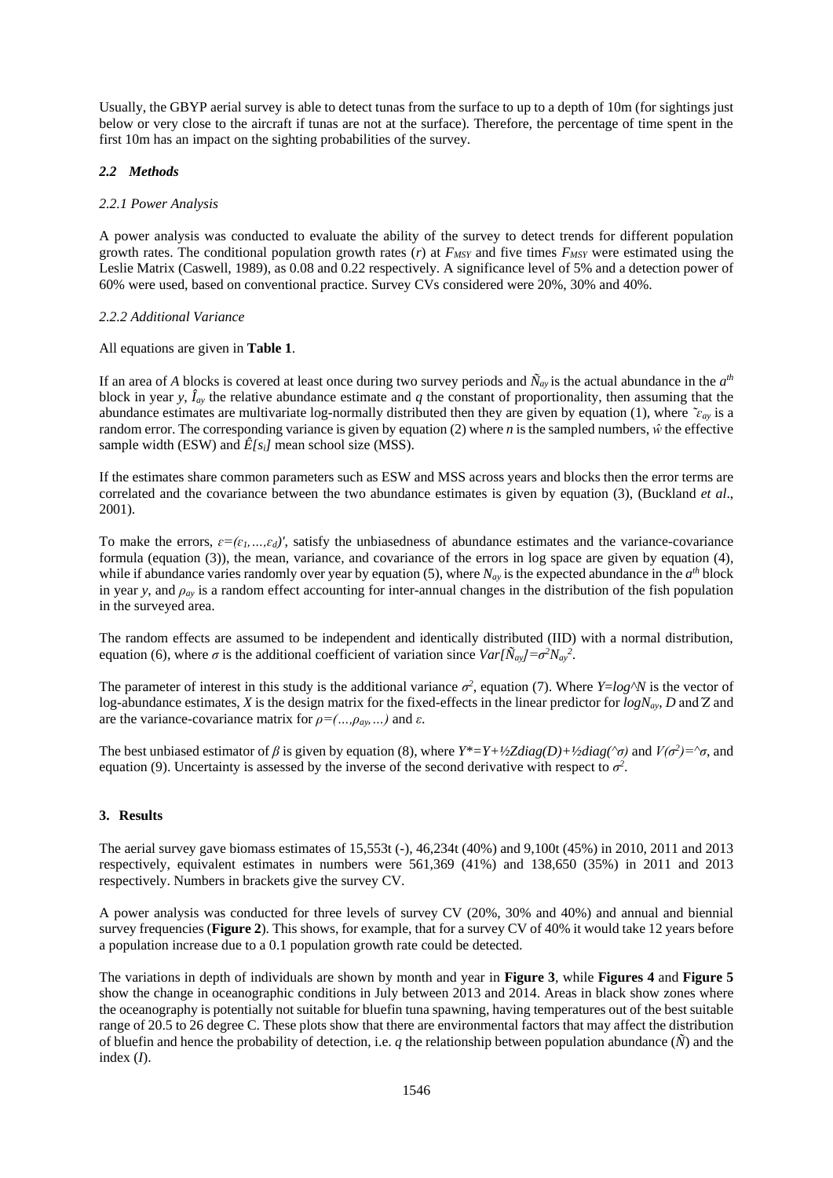Usually, the GBYP aerial survey is able to detect tunas from the surface to up to a depth of 10m (for sightings just below or very close to the aircraft if tunas are not at the surface). Therefore, the percentage of time spent in the first 10m has an impact on the sighting probabilities of the survey.

### *2.2 Methods*

#### *2.2.1 Power Analysis*

A power analysis was conducted to evaluate the ability of the survey to detect trends for different population growth rates. The conditional population growth rates (*r*) at $F_{MSY}$ and five times $F_{MSY}$ were estimated using the Leslie Matrix (Caswell, 1989), as 0.08 and 0.22 respectively. A significance level of 5% and a detection power of 60% were used, based on conventional practice. Survey CVs considered were 20%, 30% and 40%.

#### *2.2.2 Additional Variance*

All equations are given in **Table 1**.

If an area of *A* blocks is covered at least once during two survey periods and $\tilde{N}_{ay}$ is the actual abundance in the $a^{th}$ block in year *y*, $\hat{I}_{ay}$ the relative abundance estimate and *q* the constant of proportionality, then assuming that the abundance estimates are multivariate log-normally distributed then they are given by equation (1), where $\tilde{\varepsilon}_{ay}$ is a random error. The corresponding variance is given by equation (2) where *n* is the sampled numbers, $\hat{w}$ the effective sample width (ESW) and $\hat{E}[s_i]$ mean school size (MSS).

If the estimates share common parameters such as ESW and MSS across years and blocks then the error terms are correlated and the covariance between the two abundance estimates is given by equation (3), (Buckland *et al*., 2001).

To make the errors, $\varepsilon=(\varepsilon_1,\ldots,\varepsilon_d)'$, satisfy the unbiasedness of abundance estimates and the variance-covariance formula (equation (3)), the mean, variance, and covariance of the errors in log space are given by equation (4), while if abundance varies randomly over year by equation (5), where $N_{ay}$ is the expected abundance in the $a^{th}$ block in year *y*, and $\rho_{ay}$ is a random effect accounting for inter-annual changes in the distribution of the fish population in the surveyed area.

The random effects are assumed to be independent and identically distributed (IID) with a normal distribution, equation (6), where $\sigma$ is the additional coefficient of variation since $Var[\tilde{N}_{ay}]=\sigma^2 N_{ay}^2$.

The parameter of interest in this study is the additional variance $\sigma^2$, equation (7). Where $Y=log\hat{N}$ is the vector of log-abundance estimates, *X* is the design matrix for the fixed-effects in the linear predictor for $logN_{ay}$, *D* and Z and are the variance-covariance matrix for $\rho=(\ldots,\rho_{ay},\ldots)$ and $\varepsilon$.

The best unbiased estimator of $\beta$ is given by equation (8), where $Y^*=Y+½Zdiag(D)+½diag(\hat{\sigma})$ and $V(\sigma^2)=\hat{\sigma}$, and equation (9). Uncertainty is assessed by the inverse of the second derivative with respect to $\sigma^2$.

## 3. Results

The aerial survey gave biomass estimates of 15,553t (-), 46,234t (40%) and 9,100t (45%) in 2010, 2011 and 2013 respectively, equivalent estimates in numbers were 561,369 (41%) and 138,650 (35%) in 2011 and 2013 respectively. Numbers in brackets give the survey CV.

A power analysis was conducted for three levels of survey CV (20%, 30% and 40%) and annual and biennial survey frequencies (**Figure 2**). This shows, for example, that for a survey CV of 40% it would take 12 years before a population increase due to a 0.1 population growth rate could be detected.

The variations in depth of individuals are shown by month and year in **Figure 3**, while **Figures 4** and **Figure 5** show the change in oceanographic conditions in July between 2013 and 2014. Areas in black show zones where the oceanography is potentially not suitable for bluefin tuna spawning, having temperatures out of the best suitable range of 20.5 to 26 degree C. These plots show that there are environmental factors that may affect the distribution of bluefin and hence the probability of detection, i.e. *q* the relationship between population abundance ($\tilde{N}$) and the index (*I*).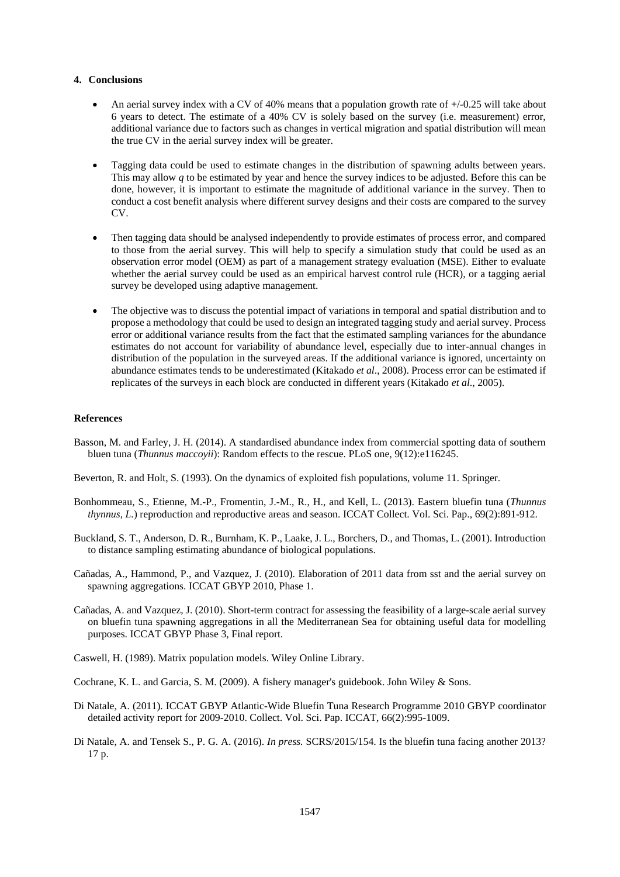## 4. Conclusions

- An aerial survey index with a CV of 40% means that a population growth rate of +/-0.25 will take about 6 years to detect. The estimate of a 40% CV is solely based on the survey (i.e. measurement) error, additional variance due to factors such as changes in vertical migration and spatial distribution will mean the true CV in the aerial survey index will be greater.

- Tagging data could be used to estimate changes in the distribution of spawning adults between years. This may allow $q$ to be estimated by year and hence the survey indices to be adjusted. Before this can be done, however, it is important to estimate the magnitude of additional variance in the survey. Then to conduct a cost benefit analysis where different survey designs and their costs are compared to the survey CV.

- Then tagging data should be analysed independently to provide estimates of process error, and compared to those from the aerial survey. This will help to specify a simulation study that could be used as an observation error model (OEM) as part of a management strategy evaluation (MSE). Either to evaluate whether the aerial survey could be used as an empirical harvest control rule (HCR), or a tagging aerial survey be developed using adaptive management.

- The objective was to discuss the potential impact of variations in temporal and spatial distribution and to propose a methodology that could be used to design an integrated tagging study and aerial survey. Process error or additional variance results from the fact that the estimated sampling variances for the abundance estimates do not account for variability of abundance level, especially due to inter-annual changes in distribution of the population in the surveyed areas. If the additional variance is ignored, uncertainty on abundance estimates tends to be underestimated (Kitakado *et al*., 2008). Process error can be estimated if replicates of the surveys in each block are conducted in different years (Kitakado *et al*., 2005).

## References

Basson, M. and Farley, J. H. (2014). A standardised abundance index from commercial spotting data of southern bluen tuna (*Thunnus maccoyii*): Random effects to the rescue. PLoS one, 9(12):e116245.

Beverton, R. and Holt, S. (1993). On the dynamics of exploited fish populations, volume 11. Springer.

Bonhommeau, S., Etienne, M.-P., Fromentin, J.-M., R., H., and Kell, L. (2013). Eastern bluefin tuna (*Thunnus thynnus, L.*) reproduction and reproductive areas and season. ICCAT Collect. Vol. Sci. Pap., 69(2):891-912.

Buckland, S. T., Anderson, D. R., Burnham, K. P., Laake, J. L., Borchers, D., and Thomas, L. (2001). Introduction to distance sampling estimating abundance of biological populations.

Cañadas, A., Hammond, P., and Vazquez, J. (2010). Elaboration of 2011 data from sst and the aerial survey on spawning aggregations. ICCAT GBYP 2010, Phase 1.

Cañadas, A. and Vazquez, J. (2010). Short-term contract for assessing the feasibility of a large-scale aerial survey on bluefin tuna spawning aggregations in all the Mediterranean Sea for obtaining useful data for modelling purposes. ICCAT GBYP Phase 3, Final report.

Caswell, H. (1989). Matrix population models. Wiley Online Library.

Cochrane, K. L. and Garcia, S. M. (2009). A fishery manager's guidebook. John Wiley & Sons.

Di Natale, A. (2011). ICCAT GBYP Atlantic-Wide Bluefin Tuna Research Programme 2010 GBYP coordinator detailed activity report for 2009-2010. Collect. Vol. Sci. Pap. ICCAT, 66(2):995-1009.

Di Natale, A. and Tensek S., P. G. A. (2016). *In press.* SCRS/2015/154. Is the bluefin tuna facing another 2013? 17 p.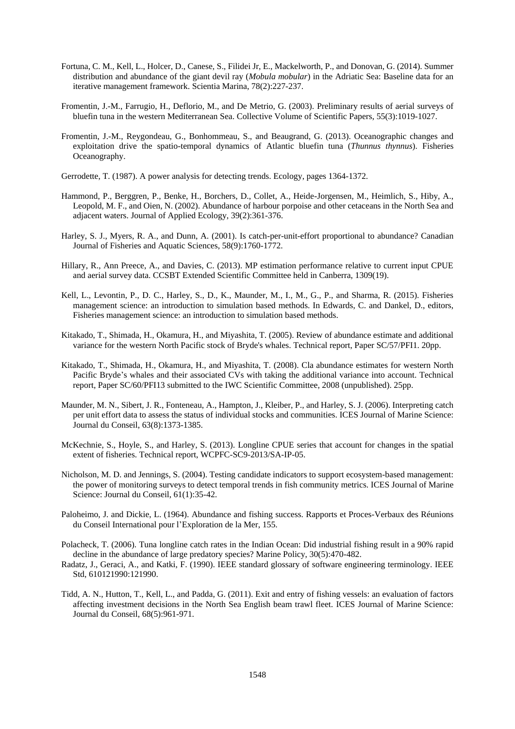Fortuna, C. M., Kell, L., Holcer, D., Canese, S., Filidei Jr, E., Mackelworth, P., and Donovan, G. (2014). Summer distribution and abundance of the giant devil ray (*Mobula mobular*) in the Adriatic Sea: Baseline data for an iterative management framework. Scientia Marina, 78(2):227-237.

Fromentin, J.-M., Farrugio, H., Deflorio, M., and De Metrio, G. (2003). Preliminary results of aerial surveys of bluefin tuna in the western Mediterranean Sea. Collective Volume of Scientific Papers, 55(3):1019-1027.

Fromentin, J.-M., Reygondeau, G., Bonhommeau, S., and Beaugrand, G. (2013). Oceanographic changes and exploitation drive the spatio-temporal dynamics of Atlantic bluefin tuna (*Thunnus thynnus*). Fisheries Oceanography.

Gerrodette, T. (1987). A power analysis for detecting trends. Ecology, pages 1364-1372.

Hammond, P., Berggren, P., Benke, H., Borchers, D., Collet, A., Heide-Jorgensen, M., Heimlich, S., Hiby, A., Leopold, M. F., and Oien, N. (2002). Abundance of harbour porpoise and other cetaceans in the North Sea and adjacent waters. Journal of Applied Ecology, 39(2):361-376.

Harley, S. J., Myers, R. A., and Dunn, A. (2001). Is catch-per-unit-effort proportional to abundance? Canadian Journal of Fisheries and Aquatic Sciences, 58(9):1760-1772.

Hillary, R., Ann Preece, A., and Davies, C. (2013). MP estimation performance relative to current input CPUE and aerial survey data. CCSBT Extended Scientific Committee held in Canberra, 1309(19).

Kell, L., Levontin, P., D. C., Harley, S., D., K., Maunder, M., I., M., G., P., and Sharma, R. (2015). Fisheries management science: an introduction to simulation based methods. In Edwards, C. and Dankel, D., editors, Fisheries management science: an introduction to simulation based methods.

Kitakado, T., Shimada, H., Okamura, H., and Miyashita, T. (2005). Review of abundance estimate and additional variance for the western North Pacific stock of Bryde's whales. Technical report, Paper SC/57/PFI1. 20pp.

Kitakado, T., Shimada, H., Okamura, H., and Miyashita, T. (2008). Cla abundance estimates for western North Pacific Bryde's whales and their associated CVs with taking the additional variance into account. Technical report, Paper SC/60/PFI13 submitted to the IWC Scientific Committee, 2008 (unpublished). 25pp.

Maunder, M. N., Sibert, J. R., Fonteneau, A., Hampton, J., Kleiber, P., and Harley, S. J. (2006). Interpreting catch per unit effort data to assess the status of individual stocks and communities. ICES Journal of Marine Science: Journal du Conseil, 63(8):1373-1385.

McKechnie, S., Hoyle, S., and Harley, S. (2013). Longline CPUE series that account for changes in the spatial extent of fisheries. Technical report, WCPFC-SC9-2013/SA-IP-05.

Nicholson, M. D. and Jennings, S. (2004). Testing candidate indicators to support ecosystem-based management: the power of monitoring surveys to detect temporal trends in fish community metrics. ICES Journal of Marine Science: Journal du Conseil, 61(1):35-42.

Paloheimo, J. and Dickie, L. (1964). Abundance and fishing success. Rapports et Proces-Verbaux des Réunions du Conseil International pour l'Exploration de la Mer, 155.

Polacheck, T. (2006). Tuna longline catch rates in the Indian Ocean: Did industrial fishing result in a 90% rapid decline in the abundance of large predatory species? Marine Policy, 30(5):470-482.

Radatz, J., Geraci, A., and Katki, F. (1990). IEEE standard glossary of software engineering terminology. IEEE Std, 610121990:121990.

Tidd, A. N., Hutton, T., Kell, L., and Padda, G. (2011). Exit and entry of fishing vessels: an evaluation of factors affecting investment decisions in the North Sea English beam trawl fleet. ICES Journal of Marine Science: Journal du Conseil, 68(5):961-971.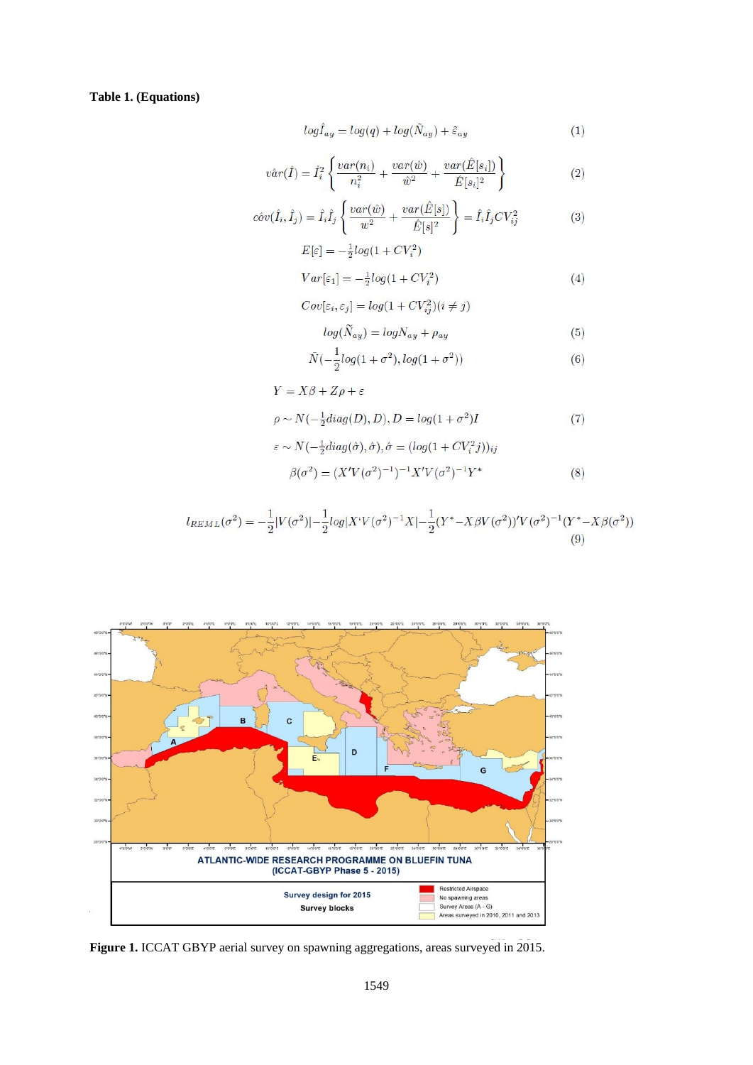**Table 1. (Equations)**

$$log\hat{I}_{ay} = log(q) + log(\tilde{N}_{ay}) + \tilde{\varepsilon}_{ay} \quad (1)$$

$$\hat{var}(\hat{I}) = \hat{I}_i^2 \left\{ \frac{var(n_i)}{n_i^2} + \frac{var(\hat{w})}{\hat{w}^2} + \frac{var(\hat{E}[s_i])}{\hat{E}[s_i]^2} \right\} \quad (2)$$

$$\hat{cov}(\hat{I}_i, \hat{I}_j) = \hat{I}_i\hat{I}_j \left\{ \frac{var(\hat{w})}{w^2} + \frac{var(\hat{E}[s])}{\hat{E}[s]^2} \right\} = \hat{I}_i\hat{I}_j CV_{ij}^2 \quad (3)$$

$$E[\varepsilon] = -\tfrac{1}{2}log(1 + CV_i^2)$$

$$Var[\varepsilon_1] = -\tfrac{1}{2}log(1 + CV_i^2) \quad (4)$$

$$Cov[\varepsilon_i, \varepsilon_j] = log(1 + CV_{ij}^2)(i \neq j)$$

$$log(\widetilde{N}_{ay}) = logN_{ay} + \rho_{ay} \quad (5)$$

$$\bar{N}(-\frac{1}{2}log(1 + \sigma^2), log(1 + \sigma^2)) \quad (6)$$

$$Y = X\beta + Z\rho + \varepsilon$$

$$\rho \sim N(-\tfrac{1}{2}diag(D), D), D = log(1 + \sigma^2)I \quad (7)$$

$$\varepsilon \sim N(-\tfrac{1}{2}diag(\hat{\sigma}), \hat{\sigma}), \hat{\sigma} = (log(1 + CV_i^2 j))_{ij}$$

$$\beta(\sigma^2) = (X'V(\sigma^2)^{-1})^{-1}X'V(\sigma^2)^{-1}Y^* \quad (8)$$

$$l_{REML}(\sigma^2) = -\frac{1}{2}|V(\sigma^2)| - \frac{1}{2}log|X'V(\sigma^2)^{-1}X| - \frac{1}{2}(Y^* - X\beta V(\sigma^2))'V(\sigma^2)^{-1}(Y^* - X\beta(\sigma^2)) \quad (9)$$

**Figure 1.** ICCAT GBYP aerial survey on spawning aggregations, areas surveyed in 2015.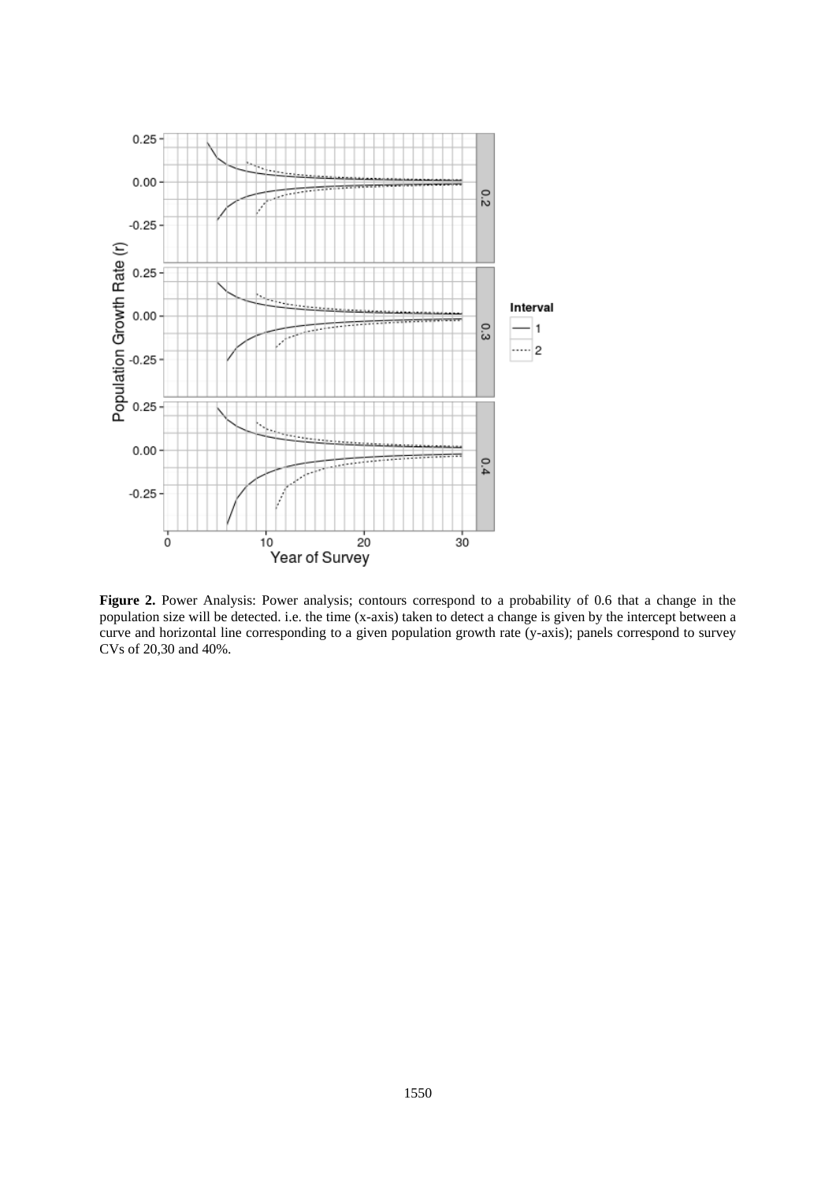**Figure 2.** Power Analysis: Power analysis; contours correspond to a probability of 0.6 that a change in the population size will be detected. i.e. the time (x-axis) taken to detect a change is given by the intercept between a curve and horizontal line corresponding to a given population growth rate (y-axis); panels correspond to survey CVs of 20,30 and 40%.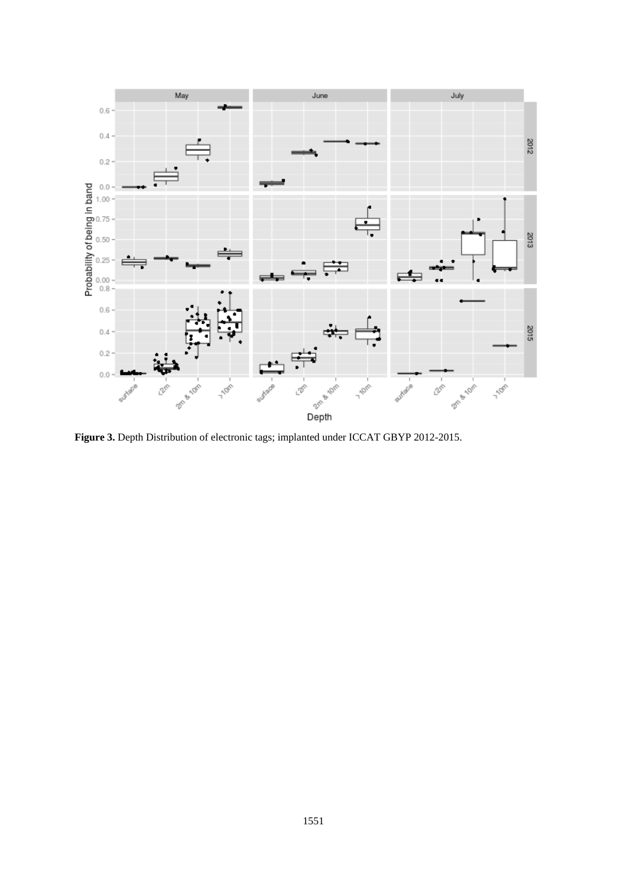**Figure 3.** Depth Distribution of electronic tags; implanted under ICCAT GBYP 2012-2015.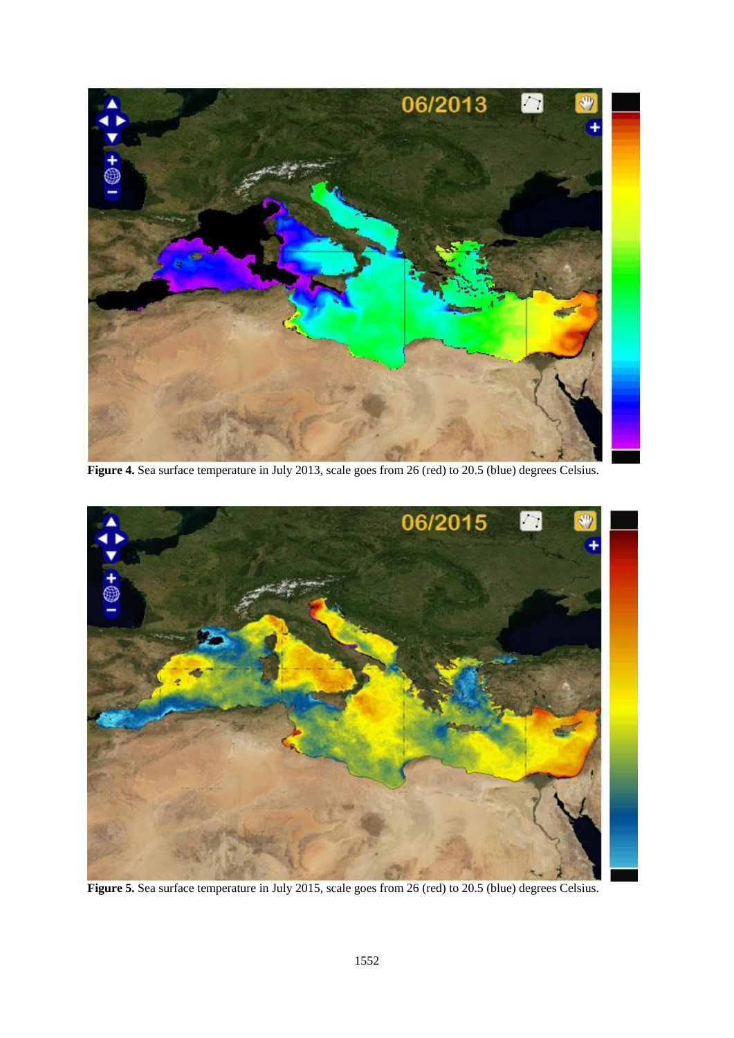06/2013

**Figure 4.** Sea surface temperature in July 2013, scale goes from 26 (red) to 20.5 (blue) degrees Celsius.

06/2015

**Figure 5.** Sea surface temperature in July 2015, scale goes from 26 (red) to 20.5 (blue) degrees Celsius.